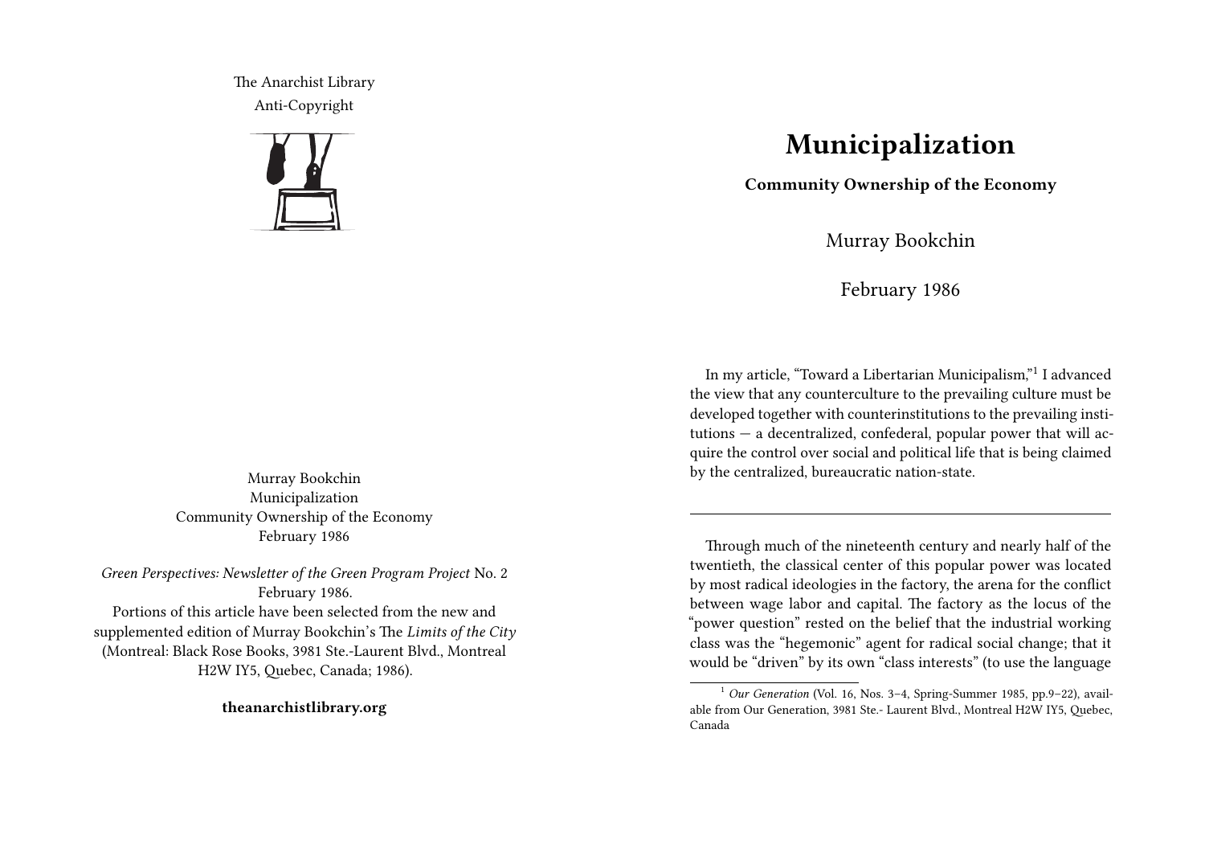The Anarchist Library
Anti-Copyright

Murray Bookchin
Municipalization
Community Ownership of the Economy
February 1986

*Green Perspectives: Newsletter of the Green Program Project* No. 2
February 1986.
Portions of this article have been selected from the new and supplemented edition of Murray Bookchin's The *Limits of the City* (Montreal: Black Rose Books, 3981 Ste.-Laurent Blvd., Montreal H2W IY5, Quebec, Canada; 1986).

**theanarchistlibrary.org**

# Municipalization

**Community Ownership of the Economy**

Murray Bookchin

February 1986

In my article, "Toward a Libertarian Municipalism,"[1] I advanced the view that any counterculture to the prevailing culture must be developed together with counterinstitutions to the prevailing institutions — a decentralized, confederal, popular power that will acquire the control over social and political life that is being claimed by the centralized, bureaucratic nation-state.

---

Through much of the nineteenth century and nearly half of the twentieth, the classical center of this popular power was located by most radical ideologies in the factory, the arena for the conflict between wage labor and capital. The factory as the locus of the "power question" rested on the belief that the industrial working class was the "hegemonic" agent for radical social change; that it would be "driven" by its own "class interests" (to use the language

[1] *Our Generation* (Vol. 16, Nos. 3–4, Spring-Summer 1985, pp.9–22), available from Our Generation, 3981 Ste.- Laurent Blvd., Montreal H2W IY5, Quebec, Canada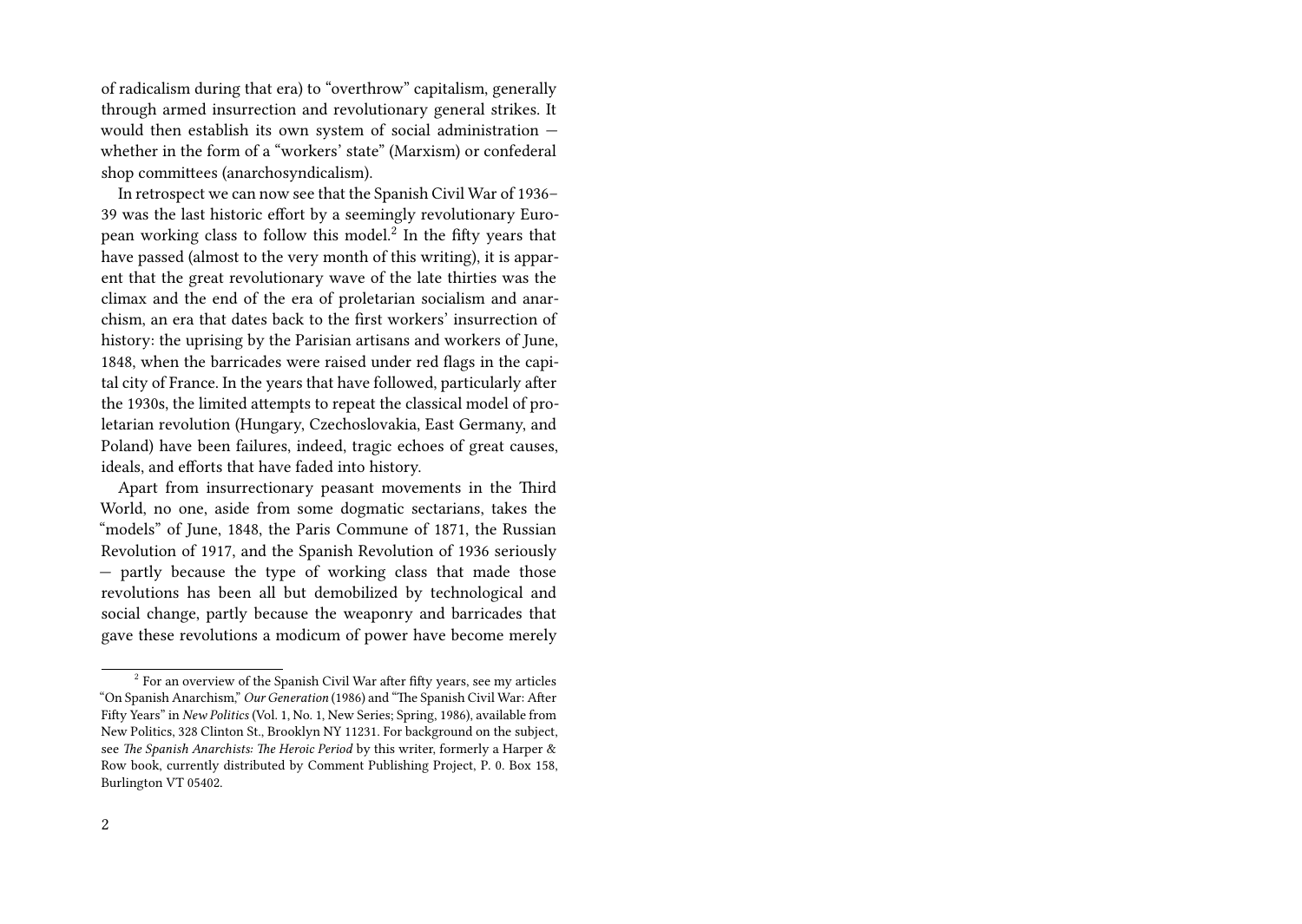of radicalism during that era) to "overthrow" capitalism, generally through armed insurrection and revolutionary general strikes. It would then establish its own system of social administration — whether in the form of a "workers' state" (Marxism) or confederal shop committees (anarchosyndicalism).

In retrospect we can now see that the Spanish Civil War of 1936–39 was the last historic effort by a seemingly revolutionary European working class to follow this model.[2] In the fifty years that have passed (almost to the very month of this writing), it is apparent that the great revolutionary wave of the late thirties was the climax and the end of the era of proletarian socialism and anarchism, an era that dates back to the first workers' insurrection of history: the uprising by the Parisian artisans and workers of June, 1848, when the barricades were raised under red flags in the capital city of France. In the years that have followed, particularly after the 1930s, the limited attempts to repeat the classical model of proletarian revolution (Hungary, Czechoslovakia, East Germany, and Poland) have been failures, indeed, tragic echoes of great causes, ideals, and efforts that have faded into history.

Apart from insurrectionary peasant movements in the Third World, no one, aside from some dogmatic sectarians, takes the "models" of June, 1848, the Paris Commune of 1871, the Russian Revolution of 1917, and the Spanish Revolution of 1936 seriously — partly because the type of working class that made those revolutions has been all but demobilized by technological and social change, partly because the weaponry and barricades that gave these revolutions a modicum of power have become merely

---

[2] For an overview of the Spanish Civil War after fifty years, see my articles "On Spanish Anarchism," *Our Generation* (1986) and "The Spanish Civil War: After Fifty Years" in *New Politics* (Vol. 1, No. 1, New Series; Spring, 1986), available from New Politics, 328 Clinton St., Brooklyn NY 11231. For background on the subject, see *The Spanish Anarchists: The Heroic Period* by this writer, formerly a Harper & Row book, currently distributed by Comment Publishing Project, P. 0. Box 158, Burlington VT 05402.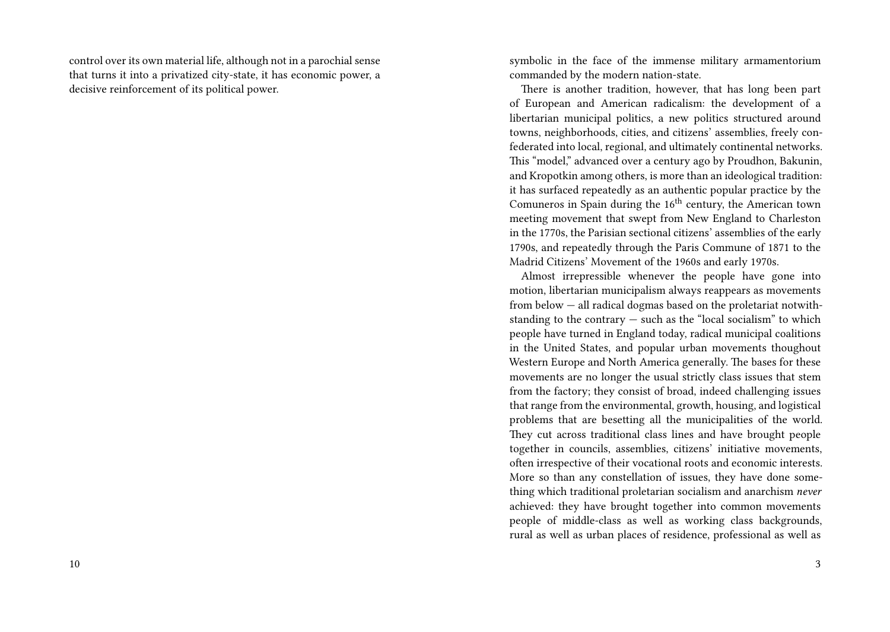control over its own material life, although not in a parochial sense that turns it into a privatized city-state, it has economic power, a decisive reinforcement of its political power.

symbolic in the face of the immense military armamentorium commanded by the modern nation-state.

There is another tradition, however, that has long been part of European and American radicalism: the development of a libertarian municipal politics, a new politics structured around towns, neighborhoods, cities, and citizens' assemblies, freely confederated into local, regional, and ultimately continental networks. This "model," advanced over a century ago by Proudhon, Bakunin, and Kropotkin among others, is more than an ideological tradition: it has surfaced repeatedly as an authentic popular practice by the Comuneros in Spain during the 16th century, the American town meeting movement that swept from New England to Charleston in the 1770s, the Parisian sectional citizens' assemblies of the early 1790s, and repeatedly through the Paris Commune of 1871 to the Madrid Citizens' Movement of the 1960s and early 1970s.

Almost irrepressible whenever the people have gone into motion, libertarian municipalism always reappears as movements from below — all radical dogmas based on the proletariat notwithstanding to the contrary — such as the "local socialism" to which people have turned in England today, radical municipal coalitions in the United States, and popular urban movements thoughout Western Europe and North America generally. The bases for these movements are no longer the usual strictly class issues that stem from the factory; they consist of broad, indeed challenging issues that range from the environmental, growth, housing, and logistical problems that are besetting all the municipalities of the world. They cut across traditional class lines and have brought people together in councils, assemblies, citizens' initiative movements, often irrespective of their vocational roots and economic interests. More so than any constellation of issues, they have done something which traditional proletarian socialism and anarchism *never* achieved: they have brought together into common movements people of middle-class as well as working class backgrounds, rural as well as urban places of residence, professional as well as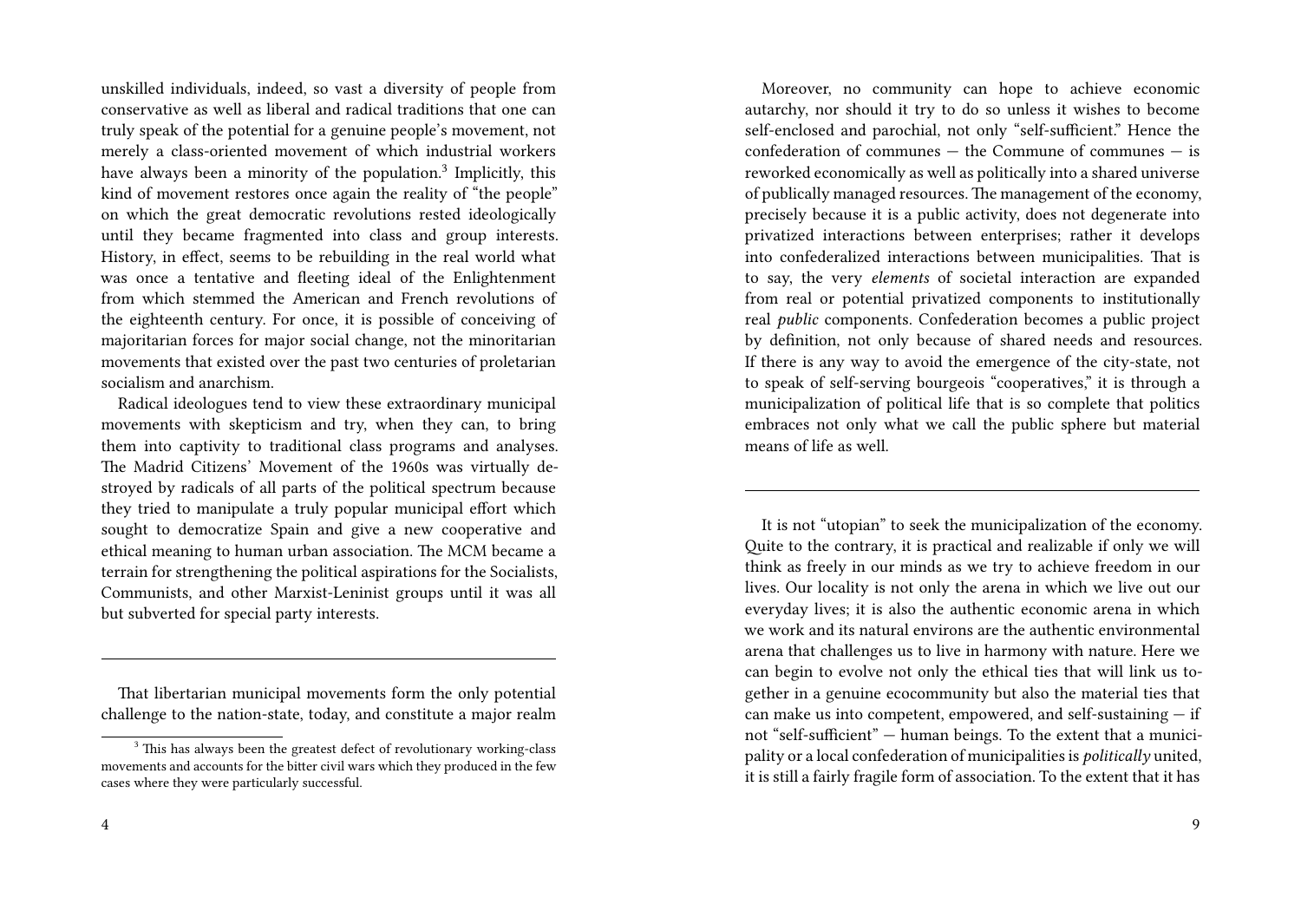unskilled individuals, indeed, so vast a diversity of people from conservative as well as liberal and radical traditions that one can truly speak of the potential for a genuine people's movement, not merely a class-oriented movement of which industrial workers have always been a minority of the population.[3] Implicitly, this kind of movement restores once again the reality of "the people" on which the great democratic revolutions rested ideologically until they became fragmented into class and group interests. History, in effect, seems to be rebuilding in the real world what was once a tentative and fleeting ideal of the Enlightenment from which stemmed the American and French revolutions of the eighteenth century. For once, it is possible of conceiving of majoritarian forces for major social change, not the minoritarian movements that existed over the past two centuries of proletarian socialism and anarchism.

Radical ideologues tend to view these extraordinary municipal movements with skepticism and try, when they can, to bring them into captivity to traditional class programs and analyses. The Madrid Citizens' Movement of the 1960s was virtually destroyed by radicals of all parts of the political spectrum because they tried to manipulate a truly popular municipal effort which sought to democratize Spain and give a new cooperative and ethical meaning to human urban association. The MCM became a terrain for strengthening the political aspirations for the Socialists, Communists, and other Marxist-Leninist groups until it was all but subverted for special party interests.

---

That libertarian municipal movements form the only potential challenge to the nation-state, today, and constitute a major realm

[3] This has always been the greatest defect of revolutionary working-class movements and accounts for the bitter civil wars which they produced in the few cases where they were particularly successful.

Moreover, no community can hope to achieve economic autarchy, nor should it try to do so unless it wishes to become self-enclosed and parochial, not only "self-sufficient." Hence the confederation of communes — the Commune of communes — is reworked economically as well as politically into a shared universe of publically managed resources. The management of the economy, precisely because it is a public activity, does not degenerate into privatized interactions between enterprises; rather it develops into confederalized interactions between municipalities. That is to say, the very *elements* of societal interaction are expanded from real or potential privatized components to institutionally real *public* components. Confederation becomes a public project by definition, not only because of shared needs and resources. If there is any way to avoid the emergence of the city-state, not to speak of self-serving bourgeois "cooperatives," it is through a municipalization of political life that is so complete that politics embraces not only what we call the public sphere but material means of life as well.

---

It is not "utopian" to seek the municipalization of the economy. Quite to the contrary, it is practical and realizable if only we will think as freely in our minds as we try to achieve freedom in our lives. Our locality is not only the arena in which we live out our everyday lives; it is also the authentic economic arena in which we work and its natural environs are the authentic environmental arena that challenges us to live in harmony with nature. Here we can begin to evolve not only the ethical ties that will link us together in a genuine ecocommunity but also the material ties that can make us into competent, empowered, and self-sustaining — if not "self-sufficient" — human beings. To the extent that a municipality or a local confederation of municipalities is *politically* united, it is still a fairly fragile form of association. To the extent that it has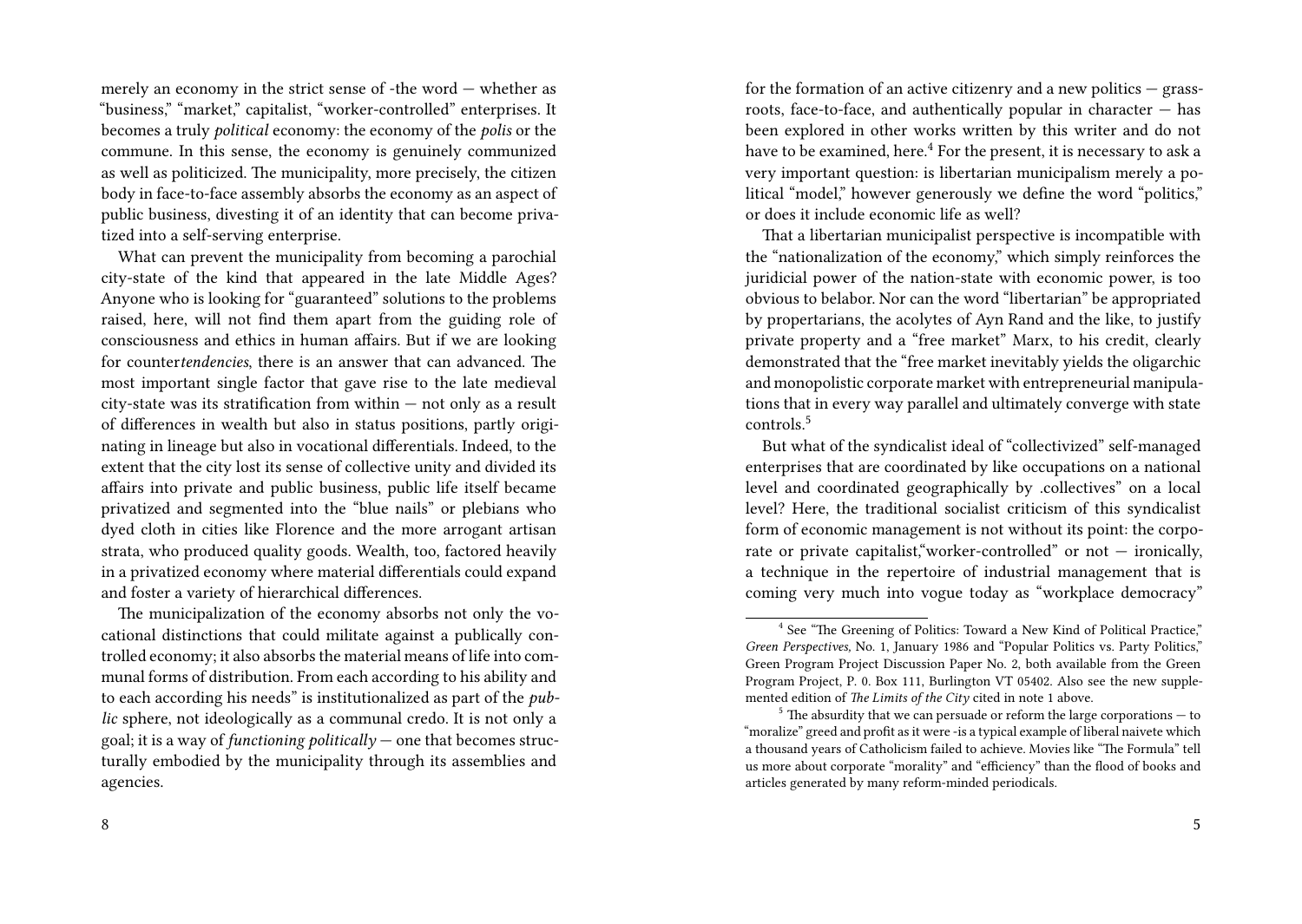merely an economy in the strict sense of -the word — whether as "business," "market," capitalist, "worker-controlled" enterprises. It becomes a truly *political* economy: the economy of the *polis* or the commune. In this sense, the economy is genuinely communized as well as politicized. The municipality, more precisely, the citizen body in face-to-face assembly absorbs the economy as an aspect of public business, divesting it of an identity that can become privatized into a self-serving enterprise.

What can prevent the municipality from becoming a parochial city-state of the kind that appeared in the late Middle Ages? Anyone who is looking for "guaranteed" solutions to the problems raised, here, will not find them apart from the guiding role of consciousness and ethics in human affairs. But if we are looking for counter*tendencies*, there is an answer that can advanced. The most important single factor that gave rise to the late medieval city-state was its stratification from within — not only as a result of differences in wealth but also in status positions, partly originating in lineage but also in vocational differentials. Indeed, to the extent that the city lost its sense of collective unity and divided its affairs into private and public business, public life itself became privatized and segmented into the "blue nails" or plebians who dyed cloth in cities like Florence and the more arrogant artisan strata, who produced quality goods. Wealth, too, factored heavily in a privatized economy where material differentials could expand and foster a variety of hierarchical differences.

The municipalization of the economy absorbs not only the vocational distinctions that could militate against a publically controlled economy; it also absorbs the material means of life into communal forms of distribution. From each according to his ability and to each according his needs" is institutionalized as part of the *public* sphere, not ideologically as a communal credo. It is not only a goal; it is a way of *functioning politically* — one that becomes structurally embodied by the municipality through its assemblies and agencies.

for the formation of an active citizenry and a new politics — grassroots, face-to-face, and authentically popular in character — has been explored in other works written by this writer and do not have to be examined, here.[4] For the present, it is necessary to ask a very important question: is libertarian municipalism merely a political "model," however generously we define the word "politics," or does it include economic life as well?

That a libertarian municipalist perspective is incompatible with the "nationalization of the economy," which simply reinforces the juridicial power of the nation-state with economic power, is too obvious to belabor. Nor can the word "libertarian" be appropriated by propertarians, the acolytes of Ayn Rand and the like, to justify private property and a "free market" Marx, to his credit, clearly demonstrated that the "free market inevitably yields the oligarchic and monopolistic corporate market with entrepreneurial manipulations that in every way parallel and ultimately converge with state controls.[5]

But what of the syndicalist ideal of "collectivized" self-managed enterprises that are coordinated by like occupations on a national level and coordinated geographically by .collectives" on a local level? Here, the traditional socialist criticism of this syndicalist form of economic management is not without its point: the corporate or private capitalist,"worker-controlled" or not — ironically, a technique in the repertoire of industrial management that is coming very much into vogue today as "workplace democracy"

[4] See "The Greening of Politics: Toward a New Kind of Political Practice," *Green Perspectives,* No. 1, January 1986 and "Popular Politics vs. Party Politics," Green Program Project Discussion Paper No. 2, both available from the Green Program Project, P. 0. Box 111, Burlington VT 05402. Also see the new supplemented edition of *The Limits of the City* cited in note 1 above.

[5] The absurdity that we can persuade or reform the large corporations — to "moralize" greed and profit as it were -is a typical example of liberal naivete which a thousand years of Catholicism failed to achieve. Movies like "The Formula" tell us more about corporate "morality" and "efficiency" than the flood of books and articles generated by many reform-minded periodicals.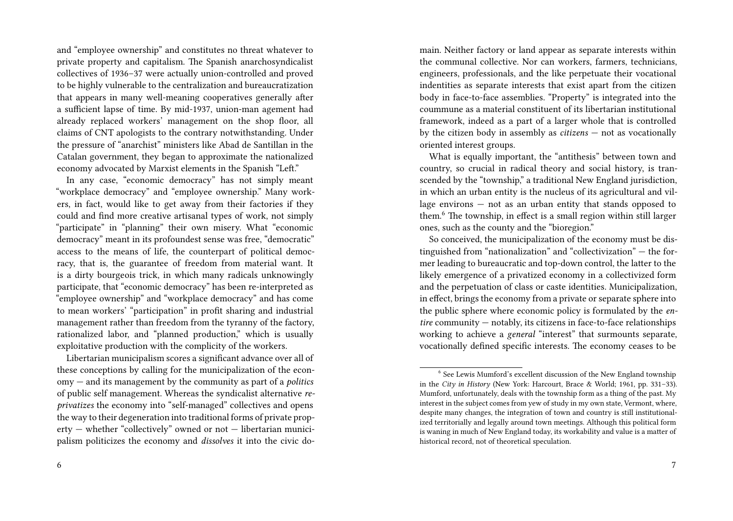and "employee ownership" and constitutes no threat whatever to private property and capitalism. The Spanish anarchosyndicalist collectives of 1936–37 were actually union-controlled and proved to be highly vulnerable to the centralization and bureaucratization that appears in many well-meaning cooperatives generally after a sufficient lapse of time. By mid-1937, union-man agement had already replaced workers' management on the shop floor, all claims of CNT apologists to the contrary notwithstanding. Under the pressure of "anarchist" ministers like Abad de Santillan in the Catalan government, they began to approximate the nationalized economy advocated by Marxist elements in the Spanish "Left."

In any case, "economic democracy" has not simply meant "workplace democracy" and "employee ownership." Many workers, in fact, would like to get away from their factories if they could and find more creative artisanal types of work, not simply "participate" in "planning" their own misery. What "economic democracy" meant in its profoundest sense was free, "democratic" access to the means of life, the counterpart of political democracy, that is, the guarantee of freedom from material want. It is a dirty bourgeois trick, in which many radicals unknowingly participate, that "economic democracy" has been re-interpreted as "employee ownership" and "workplace democracy" and has come to mean workers' "participation" in profit sharing and industrial management rather than freedom from the tyranny of the factory, rationalized labor, and "planned production," which is usually exploitative production with the complicity of the workers.

Libertarian municipalism scores a significant advance over all of these conceptions by calling for the municipalization of the economy — and its management by the community as part of a *politics* of public self management. Whereas the syndicalist alternative *re-privatizes* the economy into "self-managed" collectives and opens the way to their degeneration into traditional forms of private property — whether "collectively" owned or not — libertarian municipalism politicizes the economy and *dissolves* it into the civic domain. Neither factory or land appear as separate interests within the communal collective. Nor can workers, farmers, technicians, engineers, professionals, and the like perpetuate their vocational indentities as separate interests that exist apart from the citizen body in face-to-face assemblies. "Property" is integrated into the coummune as a material constituent of its libertarian institutional framework, indeed as a part of a larger whole that is controlled by the citizen body in assembly as *citizens* — not as vocationally oriented interest groups.

What is equally important, the "antithesis" between town and country, so crucial in radical theory and social history, is transcended by the "township," a traditional New England jurisdiction, in which an urban entity is the nucleus of its agricultural and village environs — not as an urban entity that stands opposed to them.[6] The township, in effect is a small region within still larger ones, such as the county and the "bioregion."

So conceived, the municipalization of the economy must be distinguished from "nationalization" and "collectivization" — the former leading to bureaucratic and top-down control, the latter to the likely emergence of a privatized economy in a collectivized form and the perpetuation of class or caste identities. Municipalization, in effect, brings the economy from a private or separate sphere into the public sphere where economic policy is formulated by the *entire* community — notably, its citizens in face-to-face relationships working to achieve a *general* "interest" that surmounts separate, vocationally defined specific interests. The economy ceases to be

[6] See Lewis Mumford's excellent discussion of the New England township in the *City in History* (New York: Harcourt, Brace & World; 1961, pp. 331–33). Mumford, unfortunately, deals with the township form as a thing of the past. My interest in the subject comes from yew of study in my own state, Vermont, where, despite many changes, the integration of town and country is still institutionalized territorially and legally around town meetings. Although this political form is waning in much of New England today, its workability and value is a matter of historical record, not of theoretical speculation.